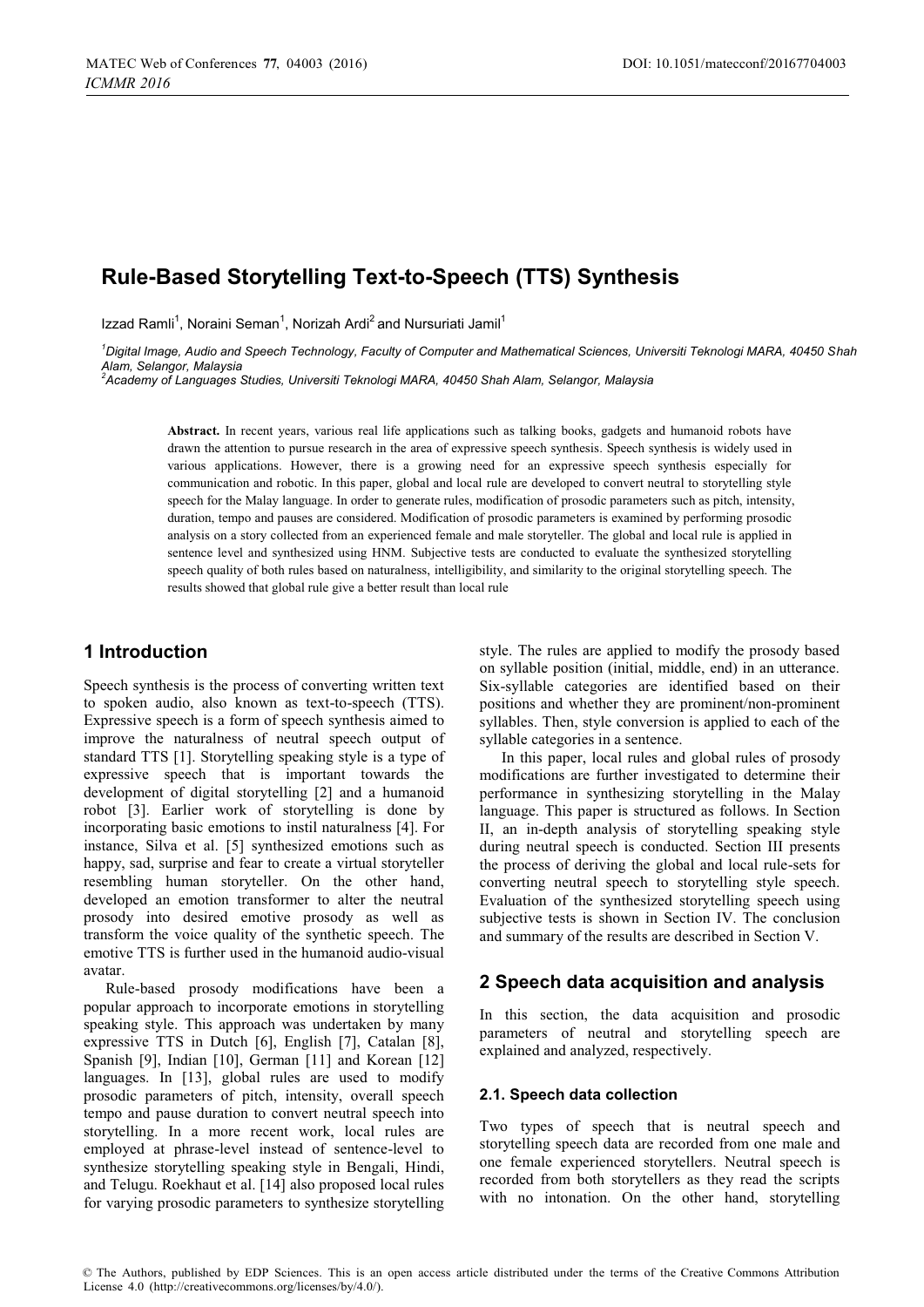# Rule-Based Storytelling Text-to-Speech (TTS) Synthesis

Izzad Ramli[1], Noraini Seman[1], Norizah Ardi[2] and Nursuriati Jamil[1]

[1]*Digital Image, Audio and Speech Technology, Faculty of Computer and Mathematical Sciences, Universiti Teknologi MARA, 40450 Shah Alam, Selangor, Malaysia*
[2]*Academy of Languages Studies, Universiti Teknologi MARA, 40450 Shah Alam, Selangor, Malaysia*

**Abstract.** In recent years, various real life applications such as talking books, gadgets and humanoid robots have drawn the attention to pursue research in the area of expressive speech synthesis. Speech synthesis is widely used in various applications. However, there is a growing need for an expressive speech synthesis especially for communication and robotic. In this paper, global and local rule are developed to convert neutral to storytelling style speech for the Malay language. In order to generate rules, modification of prosodic parameters such as pitch, intensity, duration, tempo and pauses are considered. Modification of prosodic parameters is examined by performing prosodic analysis on a story collected from an experienced female and male storyteller. The global and local rule is applied in sentence level and synthesized using HNM. Subjective tests are conducted to evaluate the synthesized storytelling speech quality of both rules based on naturalness, intelligibility, and similarity to the original storytelling speech. The results showed that global rule give a better result than local rule

## 1 Introduction

Speech synthesis is the process of converting written text to spoken audio, also known as text-to-speech (TTS). Expressive speech is a form of speech synthesis aimed to improve the naturalness of neutral speech output of standard TTS [1]. Storytelling speaking style is a type of expressive speech that is important towards the development of digital storytelling [2] and a humanoid robot [3]. Earlier work of storytelling is done by incorporating basic emotions to instil naturalness [4]. For instance, Silva et al. [5] synthesized emotions such as happy, sad, surprise and fear to create a virtual storyteller resembling human storyteller. On the other hand, developed an emotion transformer to alter the neutral prosody into desired emotive prosody as well as transform the voice quality of the synthetic speech. The emotive TTS is further used in the humanoid audio-visual avatar.

Rule-based prosody modifications have been a popular approach to incorporate emotions in storytelling speaking style. This approach was undertaken by many expressive TTS in Dutch [6], English [7], Catalan [8], Spanish [9], Indian [10], German [11] and Korean [12] languages. In [13], global rules are used to modify prosodic parameters of pitch, intensity, overall speech tempo and pause duration to convert neutral speech into storytelling. In a more recent work, local rules are employed at phrase-level instead of sentence-level to synthesize storytelling speaking style in Bengali, Hindi, and Telugu. Roekhaut et al. [14] also proposed local rules for varying prosodic parameters to synthesize storytelling style. The rules are applied to modify the prosody based on syllable position (initial, middle, end) in an utterance. Six-syllable categories are identified based on their positions and whether they are prominent/non-prominent syllables. Then, style conversion is applied to each of the syllable categories in a sentence.

In this paper, local rules and global rules of prosody modifications are further investigated to determine their performance in synthesizing storytelling in the Malay language. This paper is structured as follows. In Section II, an in-depth analysis of storytelling speaking style during neutral speech is conducted. Section III presents the process of deriving the global and local rule-sets for converting neutral speech to storytelling style speech. Evaluation of the synthesized storytelling speech using subjective tests is shown in Section IV. The conclusion and summary of the results are described in Section V.

## 2 Speech data acquisition and analysis

In this section, the data acquisition and prosodic parameters of neutral and storytelling speech are explained and analyzed, respectively.

### 2.1. Speech data collection

Two types of speech that is neutral speech and storytelling speech data are recorded from one male and one female experienced storytellers. Neutral speech is recorded from both storytellers as they read the scripts with no intonation. On the other hand, storytelling

© The Authors, published by EDP Sciences. This is an open access article distributed under the terms of the Creative Commons Attribution License 4.0 (http://creativecommons.org/licenses/by/4.0/).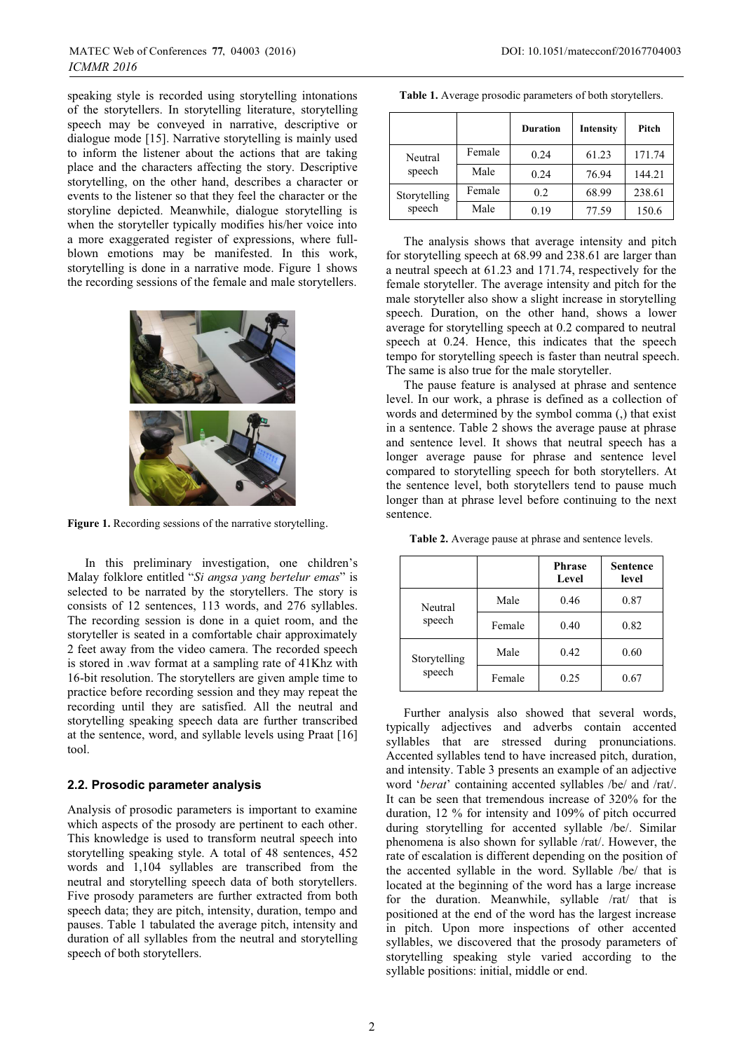speaking style is recorded using storytelling intonations of the storytellers. In storytelling literature, storytelling speech may be conveyed in narrative, descriptive or dialogue mode [15]. Narrative storytelling is mainly used to inform the listener about the actions that are taking place and the characters affecting the story. Descriptive storytelling, on the other hand, describes a character or events to the listener so that they feel the character or the storyline depicted. Meanwhile, dialogue storytelling is when the storyteller typically modifies his/her voice into a more exaggerated register of expressions, where full-blown emotions may be manifested. In this work, storytelling is done in a narrative mode. Figure 1 shows the recording sessions of the female and male storytellers.

**Figure 1.** Recording sessions of the narrative storytelling.

In this preliminary investigation, one children's Malay folklore entitled "*Si angsa yang bertelur emas*" is selected to be narrated by the storytellers. The story is consists of 12 sentences, 113 words, and 276 syllables. The recording session is done in a quiet room, and the storyteller is seated in a comfortable chair approximately 2 feet away from the video camera. The recorded speech is stored in .wav format at a sampling rate of 41Khz with 16-bit resolution. The storytellers are given ample time to practice before recording session and they may repeat the recording until they are satisfied. All the neutral and storytelling speaking speech data are further transcribed at the sentence, word, and syllable levels using Praat [16] tool.

## 2.2. Prosodic parameter analysis

Analysis of prosodic parameters is important to examine which aspects of the prosody are pertinent to each other. This knowledge is used to transform neutral speech into storytelling speaking style. A total of 48 sentences, 452 words and 1,104 syllables are transcribed from the neutral and storytelling speech data of both storytellers. Five prosody parameters are further extracted from both speech data; they are pitch, intensity, duration, tempo and pauses. Table 1 tabulated the average pitch, intensity and duration of all syllables from the neutral and storytelling speech of both storytellers.

**Table 1.** Average prosodic parameters of both storytellers.

| | | Duration | Intensity | Pitch |
|---|---|---|---|---|
| Neutral speech | Female | 0.24 | 61.23 | 171.74 |
| | Male | 0.24 | 76.94 | 144.21 |
| Storytelling speech | Female | 0.2 | 68.99 | 238.61 |
| | Male | 0.19 | 77.59 | 150.6 |

The analysis shows that average intensity and pitch for storytelling speech at 68.99 and 238.61 are larger than a neutral speech at 61.23 and 171.74, respectively for the female storyteller. The average intensity and pitch for the male storyteller also show a slight increase in storytelling speech. Duration, on the other hand, shows a lower average for storytelling speech at 0.2 compared to neutral speech at 0.24. Hence, this indicates that the speech tempo for storytelling speech is faster than neutral speech. The same is also true for the male storyteller.

The pause feature is analysed at phrase and sentence level. In our work, a phrase is defined as a collection of words and determined by the symbol comma (,) that exist in a sentence. Table 2 shows the average pause at phrase and sentence level. It shows that neutral speech has a longer average pause for phrase and sentence level compared to storytelling speech for both storytellers. At the sentence level, both storytellers tend to pause much longer than at phrase level before continuing to the next sentence.

**Table 2.** Average pause at phrase and sentence levels.

| | | Phrase Level | Sentence level |
|---|---|---|---|
| Neutral speech | Male | 0.46 | 0.87 |
| | Female | 0.40 | 0.82 |
| Storytelling speech | Male | 0.42 | 0.60 |
| | Female | 0.25 | 0.67 |

Further analysis also showed that several words, typically adjectives and adverbs contain accented syllables that are stressed during pronunciations. Accented syllables tend to have increased pitch, duration, and intensity. Table 3 presents an example of an adjective word '*berat*' containing accented syllables /be/ and /rat/. It can be seen that tremendous increase of 320% for the duration, 12 % for intensity and 109% of pitch occurred during storytelling for accented syllable /be/. Similar phenomena is also shown for syllable /rat/. However, the rate of escalation is different depending on the position of the accented syllable in the word. Syllable /be/ that is located at the beginning of the word has a large increase for the duration. Meanwhile, syllable /rat/ that is positioned at the end of the word has the largest increase in pitch. Upon more inspections of other accented syllables, we discovered that the prosody parameters of storytelling speaking style varied according to the syllable positions: initial, middle or end.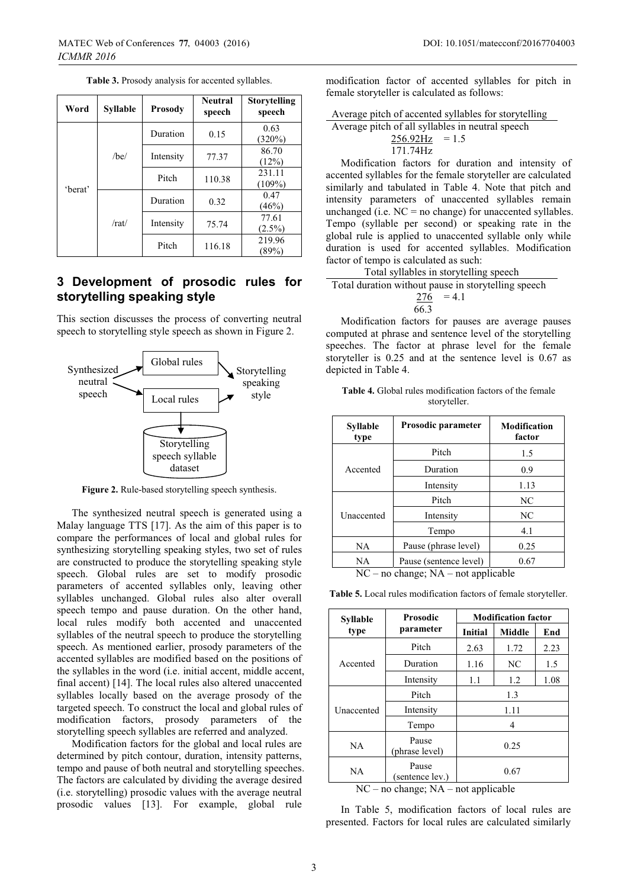**Table 3.** Prosody analysis for accented syllables.

| Word | Syllable | Prosody | Neutral speech | Storytelling speech |
|---|---|---|---|---|
| 'berat' | /be/ | Duration | 0.15 | 0.63 (320%) |
| | | Intensity | 77.37 | 86.70 (12%) |
| | | Pitch | 110.38 | 231.11 (109%) |
| | /rat/ | Duration | 0.32 | 0.47 (46%) |
| | | Intensity | 75.74 | 77.61 (2.5%) |
| | | Pitch | 116.18 | 219.96 (89%) |

## 3 Development of prosodic rules for storytelling speaking style

This section discusses the process of converting neutral speech to storytelling style speech as shown in Figure 2.

**Figure 2.** Rule-based storytelling speech synthesis.

The synthesized neutral speech is generated using a Malay language TTS [17]. As the aim of this paper is to compare the performances of local and global rules for synthesizing storytelling speaking styles, two set of rules are constructed to produce the storytelling speaking style speech. Global rules are set to modify prosodic parameters of accented syllables only, leaving other syllables unchanged. Global rules also alter overall speech tempo and pause duration. On the other hand, local rules modify both accented and unaccented syllables of the neutral speech to produce the storytelling speech. As mentioned earlier, prosody parameters of the accented syllables are modified based on the positions of the syllables in the word (i.e. initial accent, middle accent, final accent) [14]. The local rules also altered unaccented syllables locally based on the average prosody of the targeted speech. To construct the local and global rules of modification factors, prosody parameters of the storytelling speech syllables are referred and analyzed.

Modification factors for the global and local rules are determined by pitch contour, duration, intensity patterns, tempo and pause of both neutral and storytelling speeches. The factors are calculated by dividing the average desired (i.e. storytelling) prosodic values with the average neutral prosodic values [13]. For example, global rule modification factor of accented syllables for pitch in female storyteller is calculated as follows:

$$\frac{\text{Average pitch of accented syllables for storytelling}}{\text{Average pitch of all syllables in neutral speech}}$$

$$\frac{256.92\text{Hz}}{171.74\text{Hz}} = 1.5$$

Modification factors for duration and intensity of accented syllables for the female storyteller are calculated similarly and tabulated in Table 4. Note that pitch and intensity parameters of unaccented syllables remain unchanged (i.e. NC = no change) for unaccented syllables. Tempo (syllable per second) or speaking rate in the global rule is applied to unaccented syllable only while duration is used for accented syllables. Modification factor of tempo is calculated as such:

$$\frac{\text{Total syllables in storytelling speech}}{\text{Total duration without pause in storytelling speech}}$$

$$\frac{276}{66.3} = 4.1$$

Modification factors for pauses are average pauses computed at phrase and sentence level of the storytelling speeches. The factor at phrase level for the female storyteller is 0.25 and at the sentence level is 0.67 as depicted in Table 4.

**Table 4.** Global rules modification factors of the female storyteller.

| Syllable type | Prosodic parameter | Modification factor |
|---|---|---|
| Accented | Pitch | 1.5 |
| | Duration | 0.9 |
| | Intensity | 1.13 |
| Unaccented | Pitch | NC |
| | Intensity | NC |
| | Tempo | 4.1 |
| NA | Pause (phrase level) | 0.25 |
| NA | Pause (sentence level) | 0.67 |

NC – no change; NA – not applicable

**Table 5.** Local rules modification factors of female storyteller.

| Syllable type | Prosodic parameter | Modification factor | | |
|---|---|---|---|---|
| | | Initial | Middle | End |
| Accented | Pitch | 2.63 | 1.72 | 2.23 |
| | Duration | 1.16 | NC | 1.5 |
| | Intensity | 1.1 | 1.2 | 1.08 |
| Unaccented | Pitch | 1.3 | | |
| | Intensity | 1.11 | | |
| | Tempo | 4 | | |
| NA | Pause (phrase level) | 0.25 | | |
| NA | Pause (sentence lev.) | 0.67 | | |

NC – no change; NA – not applicable

In Table 5, modification factors of local rules are presented. Factors for local rules are calculated similarly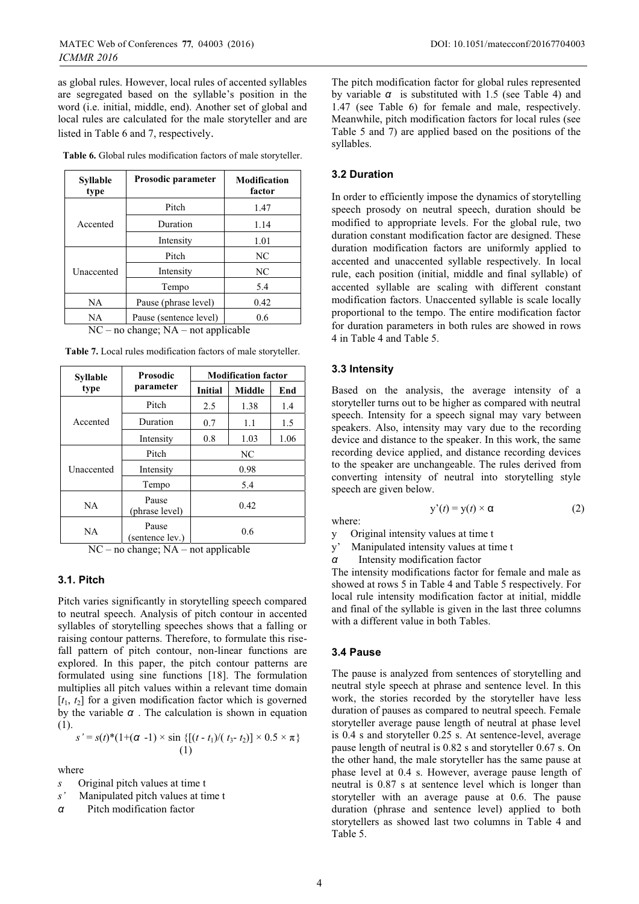as global rules. However, local rules of accented syllables are segregated based on the syllable's position in the word (i.e. initial, middle, end). Another set of global and local rules are calculated for the male storyteller and are listed in Table 6 and 7, respectively.

**Table 6.** Global rules modification factors of male storyteller.

| Syllable type | Prosodic parameter | Modification factor |
|---|---|---|
| Accented | Pitch | 1.47 |
| | Duration | 1.14 |
| | Intensity | 1.01 |
| Unaccented | Pitch | NC |
| | Intensity | NC |
| | Tempo | 5.4 |
| NA | Pause (phrase level) | 0.42 |
| NA | Pause (sentence level) | 0.6 |

NC – no change; NA – not applicable

**Table 7.** Local rules modification factors of male storyteller.

| Syllable type | Prosodic parameter | Modification factor | | |
|---|---|---|---|---|
| | | Initial | Middle | End |
| Accented | Pitch | 2.5 | 1.38 | 1.4 |
| | Duration | 0.7 | 1.1 | 1.5 |
| | Intensity | 0.8 | 1.03 | 1.06 |
| Unaccented | Pitch | NC | | |
| | Intensity | 0.98 | | |
| | Tempo | 5.4 | | |
| NA | Pause (phrase level) | 0.42 | | |
| NA | Pause (sentence lev.) | 0.6 | | |

NC – no change; NA – not applicable

### 3.1. Pitch

Pitch varies significantly in storytelling speech compared to neutral speech. Analysis of pitch contour in accented syllables of storytelling speeches shows that a falling or raising contour patterns. Therefore, to formulate this rise-fall pattern of pitch contour, non-linear functions are explored. In this paper, the pitch contour patterns are formulated using sine functions [18]. The formulation multiplies all pitch values within a relevant time domain $[t_1, t_2]$ for a given modification factor which is governed by the variable $\alpha$. The calculation is shown in equation (1).

$$s' = s(t)*(1+(\alpha -1) \times \sin \{[(t - t_1)/( t_3- t_2)] \times 0.5 \times \pi\} \quad (1)$$

where

- $s$ Original pitch values at time t
- $s'$ Manipulated pitch values at time t
- $\alpha$ Pitch modification factor

The pitch modification factor for global rules represented by variable $\alpha$ is substituted with 1.5 (see Table 4) and 1.47 (see Table 6) for female and male, respectively. Meanwhile, pitch modification factors for local rules (see Table 5 and 7) are applied based on the positions of the syllables.

### 3.2 Duration

In order to efficiently impose the dynamics of storytelling speech prosody on neutral speech, duration should be modified to appropriate levels. For the global rule, two duration constant modification factor are designed. These duration modification factors are uniformly applied to accented and unaccented syllable respectively. In local rule, each position (initial, middle and final syllable) of accented syllable are scaling with different constant modification factors. Unaccented syllable is scale locally proportional to the tempo. The entire modification factor for duration parameters in both rules are showed in rows 4 in Table 4 and Table 5.

### 3.3 Intensity

Based on the analysis, the average intensity of a storyteller turns out to be higher as compared with neutral speech. Intensity for a speech signal may vary between speakers. Also, intensity may vary due to the recording device and distance to the speaker. In this work, the same recording device applied, and distance recording devices to the speaker are unchangeable. The rules derived from converting intensity of neutral into storytelling style speech are given below.

$$y'(t) = y(t) \times \alpha \quad (2)$$

where:

- y Original intensity values at time t
- y' Manipulated intensity values at time t
- $\alpha$ Intensity modification factor

The intensity modifications factor for female and male as showed at rows 5 in Table 4 and Table 5 respectively. For local rule intensity modification factor at initial, middle and final of the syllable is given in the last three columns with a different value in both Tables.

### 3.4 Pause

The pause is analyzed from sentences of storytelling and neutral style speech at phrase and sentence level. In this work, the stories recorded by the storyteller have less duration of pauses as compared to neutral speech. Female storyteller average pause length of neutral at phase level is 0.4 s and storyteller 0.25 s. At sentence-level, average pause length of neutral is 0.82 s and storyteller 0.67 s. On the other hand, the male storyteller has the same pause at phase level at 0.4 s. However, average pause length of neutral is 0.87 s at sentence level which is longer than storyteller with an average pause at 0.6. The pause duration (phrase and sentence level) applied to both storytellers as showed last two columns in Table 4 and Table 5.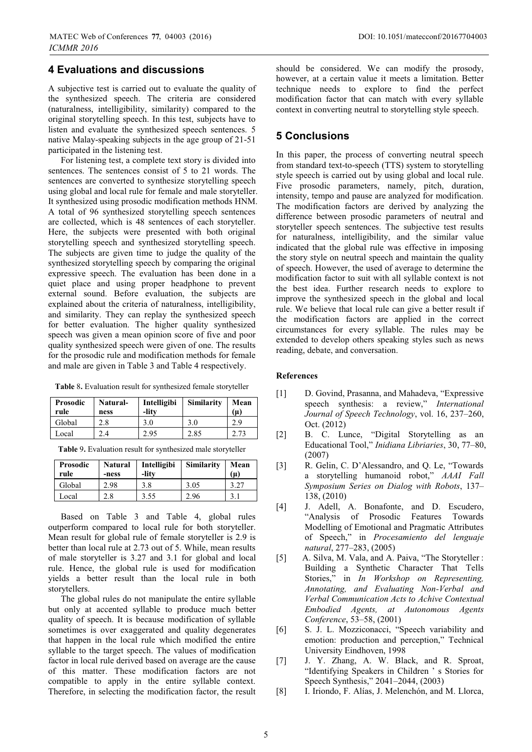## 4 Evaluations and discussions

A subjective test is carried out to evaluate the quality of the synthesized speech. The criteria are considered (naturalness, intelligibility, similarity) compared to the original storytelling speech. In this test, subjects have to listen and evaluate the synthesized speech sentences. 5 native Malay-speaking subjects in the age group of 21-51 participated in the listening test.

For listening test, a complete text story is divided into sentences. The sentences consist of 5 to 21 words. The sentences are converted to synthesize storytelling speech using global and local rule for female and male storyteller. It synthesized using prosodic modification methods HNM. A total of 96 synthesized storytelling speech sentences are collected, which is 48 sentences of each storyteller. Here, the subjects were presented with both original storytelling speech and synthesized storytelling speech. The subjects are given time to judge the quality of the synthesized storytelling speech by comparing the original expressive speech. The evaluation has been done in a quiet place and using proper headphone to prevent external sound. Before evaluation, the subjects are explained about the criteria of naturalness, intelligibility, and similarity. They can replay the synthesized speech for better evaluation. The higher quality synthesized speech was given a mean opinion score of five and poor quality synthesized speech were given of one. The results for the prosodic rule and modification methods for female and male are given in Table 3 and Table 4 respectively.

**Table 8.** Evaluation result for synthesized female storyteller

| Prosodic rule | Natural-ness | Intelligibi-lity | Similarity | Mean (μ) |
|---|---|---|---|---|
| Global | 2.8 | 3.0 | 3.0 | 2.9 |
| Local | 2.4 | 2.95 | 2.85 | 2.73 |

**Table 9.** Evaluation result for synthesized male storyteller

| Prosodic rule | Natural-ness | Intelligibi-lity | Similarity | Mean (μ) |
|---|---|---|---|---|
| Global | 2.98 | 3.8 | 3.05 | 3.27 |
| Local | 2.8 | 3.55 | 2.96 | 3.1 |

Based on Table 3 and Table 4, global rules outperform compared to local rule for both storyteller. Mean result for global rule of female storyteller is 2.9 is better than local rule at 2.73 out of 5. While, mean results of male storyteller is 3.27 and 3.1 for global and local rule. Hence, the global rule is used for modification yields a better result than the local rule in both storytellers.

The global rules do not manipulate the entire syllable but only at accented syllable to produce much better quality of speech. It is because modification of syllable sometimes is over exaggerated and quality degenerates that happen in the local rule which modified the entire syllable to the target speech. The values of modification factor in local rule derived based on average are the cause of this matter. These modification factors are not compatible to apply in the entire syllable context. Therefore, in selecting the modification factor, the result should be considered. We can modify the prosody, however, at a certain value it meets a limitation. Better technique needs to explore to find the perfect modification factor that can match with every syllable context in converting neutral to storytelling style speech.

## 5 Conclusions

In this paper, the process of converting neutral speech from standard text-to-speech (TTS) system to storytelling style speech is carried out by using global and local rule. Five prosodic parameters, namely, pitch, duration, intensity, tempo and pause are analyzed for modification. The modification factors are derived by analyzing the difference between prosodic parameters of neutral and storyteller speech sentences. The subjective test results for naturalness, intelligibility, and the similar value indicated that the global rule was effective in imposing the story style on neutral speech and maintain the quality of speech. However, the used of average to determine the modification factor to suit with all syllable context is not the best idea. Further research needs to explore to improve the synthesized speech in the global and local rule. We believe that local rule can give a better result if the modification factors are applied in the correct circumstances for every syllable. The rules may be extended to develop others speaking styles such as news reading, debate, and conversation.

**References**

[1] D. Govind, Prasanna, and Mahadeva, "Expressive speech synthesis: a review," *International Journal of Speech Technology*, vol. 16, 237–260, Oct. (2012)

[2] B. C. Lunce, "Digital Storytelling as an Educational Tool," *Inidiana Libriaries*, 30, 77–80, (2007)

[3] R. Gelin, C. D'Alessandro, and Q. Le, "Towards a storytelling humanoid robot," *AAAI Fall Symposium Series on Dialog with Robots*, 137–138, (2010)

[4] J. Adell, A. Bonafonte, and D. Escudero, "Analysis of Prosodic Features Towards Modelling of Emotional and Pragmatic Attributes of Speech," in *Procesamiento del lenguaje natural*, 277–283, (2005)

[5] A. Silva, M. Vala, and A. Paiva, "The Storyteller : Building a Synthetic Character That Tells Stories," in *In Workshop on Representing, Annotating, and Evaluating Non-Verbal and Verbal Communication Acts to Achive Contextual Embodied Agents, at Autonomous Agents Conference*, 53–58, (2001)

[6] S. J. L. Mozziconacci, "Speech variability and emotion: production and perception," Technical University Eindhoven, 1998

[7] J. Y. Zhang, A. W. Black, and R. Sproat, "Identifying Speakers in Children ' s Stories for Speech Synthesis," 2041–2044, (2003)

[8] I. Iriondo, F. Alías, J. Melenchón, and M. Llorca,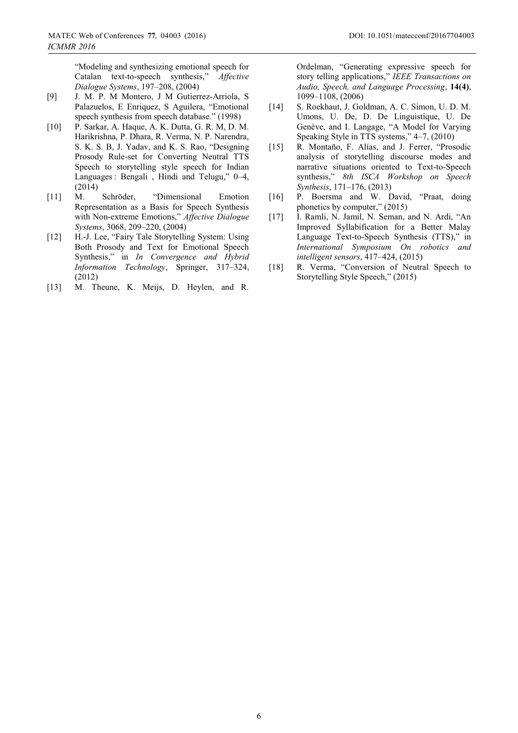"Modeling and synthesizing emotional speech for Catalan text-to-speech synthesis," *Affective Dialogue Systems*, 197–208, (2004)

[9] J. M. P. M Montero, J M Gutierrez-Arriola, S Palazuelos, E Enriquez, S Aguilera, "Emotional speech synthesis from speech database." (1998)

[10] P. Sarkar, A. Haque, A. K. Dutta, G. R. M, D. M. Harikrishna, P. Dhara, R. Verma, N. P. Narendra, S. K. S. B, J. Yadav, and K. S. Rao, "Designing Prosody Rule-set for Converting Neutral TTS Speech to storytelling style speech for Indian Languages : Bengali , Hindi and Telugu," 0–4, (2014)

[11] M. Schröder, "Dimensional Emotion Representation as a Basis for Speech Synthesis with Non-extreme Emotions," *Affective Dialogue Systems*, 3068, 209–220, (2004)

[12] H.-J. Lee, "Fairy Tale Storytelling System: Using Both Prosody and Text for Emotional Speech Synthesis," in *In Convergence and Hybrid Information Technology*, Springer, 317–324, (2012)

[13] M. Theune, K. Meijs, D. Heylen, and R. Ordelman, "Generating expressive speech for story telling applications," *IEEE Transactions on Audio, Speech, and Language Processing*, **14(4)**, 1099–1108, (2006)

[14] S. Roekhaut, J. Goldman, A. C. Simon, U. D. M. Umons, U. De, D. De Linguistique, U. De Genève, and I. Langage, "A Model for Varying Speaking Style in TTS systems," 4–7, (2010)

[15] R. Montaño, F. Alías, and J. Ferrer, "Prosodic analysis of storytelling discourse modes and narrative situations oriented to Text-to-Speech synthesis," *8th ISCA Workshop on Speech Synthesis*, 171–176, (2013)

[16] P. Boersma and W. David, "Praat, doing phonetics by computer," (2015)

[17] I. Ramli, N. Jamil, N. Seman, and N. Ardi, "An Improved Syllabification for a Better Malay Language Text-to-Speech Synthesis (TTS)," in *International Symposium On robotics and intelligent sensors*, 417–424, (2015)

[18] R. Verma, "Conversion of Neutral Speech to Storytelling Style Speech," (2015)